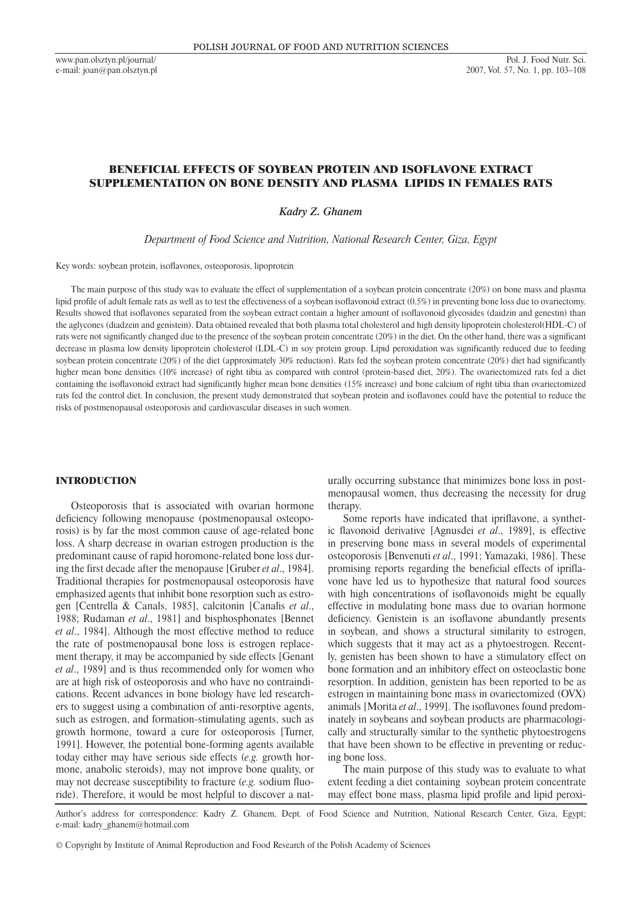# BENEFICIAL EFFECTS OF SOYBEAN PROTEIN AND ISOFLAVONE EXTRACT SUPPLEMENTATION ON BONE DENSITY AND PLASMA LIPIDS IN FEMALES RATS

*Kadry Z. Ghanem*

*Department of Food Science and Nutrition, National Research Center, Giza, Egypt*

Key words: soybean protein, isoflavones, osteoporosis, lipoprotein

The main purpose of this study was to evaluate the effect of supplementation of a soybean protein concentrate (20%) on bone mass and plasma lipid profile of adult female rats as well as to test the effectiveness of a soybean isoflavonoid extract (0.5%) in preventing bone loss due to ovariectomy. Results showed that isoflavones separated from the soybean extract contain a higher amount of isoflavonoid glycosides (daidzin and genestin) than the aglycones (diadzein and genistein). Data obtained revealed that both plasma total cholesterol and high density lipoprotein cholesterol(HDL-C) of rats were not significantly changed due to the presence of the soybean protein concentrate (20%) in the diet. On the other hand, there was a significant decrease in plasma low density lipoprotein cholesterol (LDL-C) in soy protein group. Lipid peroxidation was significantly reduced due to feeding soybean protein concentrate (20%) of the diet (approximately 30% reduction). Rats fed the soybean protein concentrate (20%) diet had significantly higher mean bone densities (10% increase) of right tibia as compared with control (protein-based diet, 20%). The ovariectomized rats fed a diet containing the isoflavonoid extract had significantly higher mean bone densities (15% increase) and bone calcium of right tibia than ovariectomized rats fed the control diet. In conclusion, the present study demonstrated that soybean protein and isoflavones could have the potential to reduce the risks of postmenopausal osteoporosis and cardiovascular diseases in such women.

## INTRODUCTION

Osteoporosis that is associated with ovarian hormone deficiency following menopause (postmenopausal osteoporosis) is by far the most common cause of age-related bone loss. A sharp decrease in ovarian estrogen production is the predominant cause of rapid horomone-related bone loss during the first decade after the menopause [Gruber *et al*., 1984]. Traditional therapies for postmenopausal osteoporosis have emphasized agents that inhibit bone resorption such as estrogen [Centrella & Canals, 1985], calcitonin [Canalis *et al*., 1988; Rudaman *et al*., 1981] and bisphosphonates [Bennet *et al*., 1984]. Although the most effective method to reduce the rate of postmenopausal bone loss is estrogen replacement therapy, it may be accompanied by side effects [Genant *et al*., 1989] and is thus recommended only for women who are at high risk of osteoporosis and who have no contraindications. Recent advances in bone biology have led researchers to suggest using a combination of anti-resorptive agents, such as estrogen, and formation-stimulating agents, such as growth hormone, toward a cure for osteoporosis [Turner, 1991]. However, the potential bone-forming agents available today either may have serious side effects (*e.g.* growth hormone, anabolic steroids), may not improve bone quality, or may not decrease susceptibility to fracture (*e.g.* sodium fluoride). Therefore, it would be most helpful to discover a naturally occurring substance that minimizes bone loss in postmenopausal women, thus decreasing the necessity for drug therapy.

Some reports have indicated that ipriflavone, a synthetic flavonoid derivative [Agnusdei *et al*., 1989], is effective in preserving bone mass in several models of experimental osteoporosis [Benvenuti *et al*., 1991; Yamazaki, 1986]. These promising reports regarding the beneficial effects of ipriflavone have led us to hypothesize that natural food sources with high concentrations of isoflavonoids might be equally effective in modulating bone mass due to ovarian hormone deficiency. Genistein is an isoflavone abundantly presents in soybean, and shows a structural similarity to estrogen, which suggests that it may act as a phytoestrogen. Recently, genisten has been shown to have a stimulatory effect on bone formation and an inhibitory effect on osteoclastic bone resorption. In addition, genistein has been reported to be as estrogen in maintaining bone mass in ovariectomized (OVX) animals [Morita *et al*., 1999]. The isoflavones found predominately in soybeans and soybean products are pharmacologically and structurally similar to the synthetic phytoestrogens that have been shown to be effective in preventing or reducing bone loss.

The main purpose of this study was to evaluate to what extent feeding a diet containing soybean protein concentrate may effect bone mass, plasma lipid profile and lipid peroxi-

Author's address for correspondence: Kadry Z. Ghanem, Dept. of Food Science and Nutrition, National Research Center, Giza, Egypt; e-mail: kadry_ghanem@hotmail.com

© Copyright by Institute of Animal Reproduction and Food Research of the Polish Academy of Sciences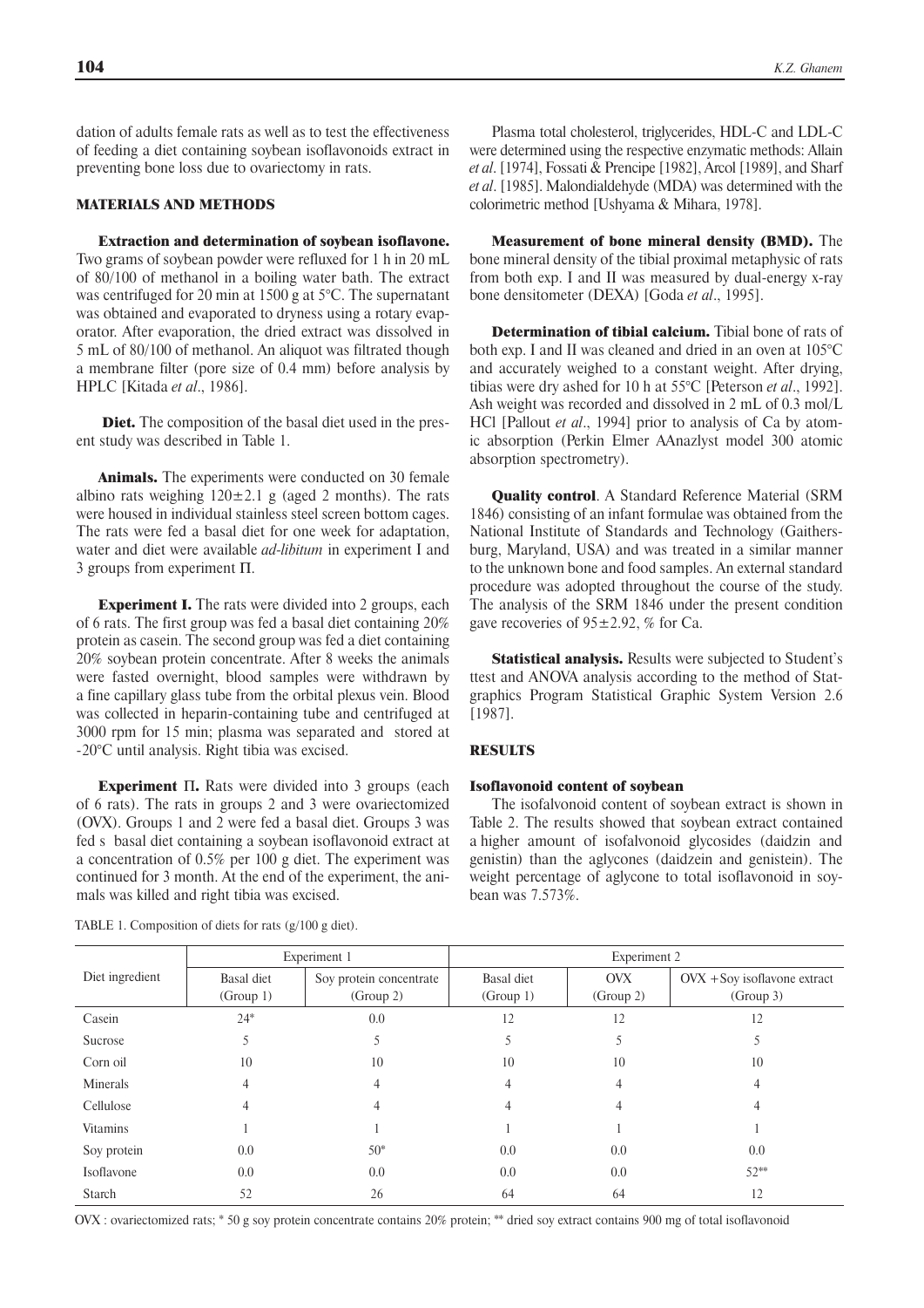dation of adults female rats as well as to test the effectiveness of feeding a diet containing soybean isoflavonoids extract in preventing bone loss due to ovariectomy in rats.

## MATERIALS AND METHODS

**Extraction and determination of soybean isoflavone.** Two grams of soybean powder were refluxed for 1 h in 20 mL of 80/100 of methanol in a boiling water bath. The extract was centrifuged for 20 min at 1500 g at 5°C. The supernatant was obtained and evaporated to dryness using a rotary evaporator. After evaporation, the dried extract was dissolved in 5 mL of 80/100 of methanol. An aliquot was filtrated though a membrane filter (pore size of 0.4 mm) before analysis by HPLC [Kitada *et al*., 1986].

**Diet.** The composition of the basal diet used in the present study was described in Table 1.

**Animals.** The experiments were conducted on 30 female albino rats weighing 120±2.1 g (aged 2 months). The rats were housed in individual stainless steel screen bottom cages. The rats were fed a basal diet for one week for adaptation, water and diet were available *ad-libitum* in experiment I and 3 groups from experiment Π.

**Experiment I.** The rats were divided into 2 groups, each of 6 rats. The first group was fed a basal diet containing 20% protein as casein. The second group was fed a diet containing 20% soybean protein concentrate. After 8 weeks the animals were fasted overnight, blood samples were withdrawn by a fine capillary glass tube from the orbital plexus vein. Blood was collected in heparin-containing tube and centrifuged at 3000 rpm for 15 min; plasma was separated and stored at -20°C until analysis. Right tibia was excised.

**Experiment Π.** Rats were divided into 3 groups (each of 6 rats). The rats in groups 2 and 3 were ovariectomized (OVX). Groups 1 and 2 were fed a basal diet. Groups 3 was fed s basal diet containing a soybean isoflavonoid extract at a concentration of 0.5% per 100 g diet. The experiment was continued for 3 month. At the end of the experiment, the animals was killed and right tibia was excised.

Plasma total cholesterol, triglycerides, HDL-C and LDL-C were determined using the respective enzymatic methods: Allain *et al*. [1974], Fossati & Prencipe [1982], Arcol [1989], and Sharf *et al*. [1985]. Malondialdehyde (MDA) was determined with the colorimetric method [Ushyama & Mihara, 1978].

**Measurement of bone mineral density (BMD).** The bone mineral density of the tibial proximal metaphysic of rats from both exp. I and II was measured by dual-energy x-ray bone densitometer (DEXA) [Goda *et al*., 1995].

**Determination of tibial calcium.** Tibial bone of rats of both exp. I and II was cleaned and dried in an oven at 105°C and accurately weighed to a constant weight. After drying, tibias were dry ashed for 10 h at 55°C [Peterson *et al*., 1992]. Ash weight was recorded and dissolved in 2 mL of 0.3 mol/L HCl [Pallout *et al*., 1994] prior to analysis of Ca by atomic absorption (Perkin Elmer AAnazlyst model 300 atomic absorption spectrometry).

**Quality control**. A Standard Reference Material (SRM 1846) consisting of an infant formulae was obtained from the National Institute of Standards and Technology (Gaithersburg, Maryland, USA) and was treated in a similar manner to the unknown bone and food samples. An external standard procedure was adopted throughout the course of the study. The analysis of the SRM 1846 under the present condition gave recoveries of 95±2.92, % for Ca.

**Statistical analysis.** Results were subjected to Student's ttest and ANOVA analysis according to the method of Statgraphics Program Statistical Graphic System Version 2.6 [1987].

## RESULTS

### Isoflavonoid content of soybean

The isofalvonoid content of soybean extract is shown in Table 2. The results showed that soybean extract contained a higher amount of isofalvonoid glycosides (daidzin and genistin) than the aglycones (daidzein and genistein). The weight percentage of aglycone to total isoflavonoid in soybean was 7.573%.

TABLE 1. Composition of diets for rats (g/100 g diet).

| Diet ingredient | Experiment 1 | | Experiment 2 | | |
|---|---|---|---|---|---|
| | Basal diet (Group 1) | Soy protein concentrate (Group 2) | Basal diet (Group 1) | OVX (Group 2) | OVX +Soy isoflavone extract (Group 3) |
| Casein | 24* | 0.0 | 12 | 12 | 12 |
| Sucrose | 5 | 5 | 5 | 5 | 5 |
| Corn oil | 10 | 10 | 10 | 10 | 10 |
| Minerals | 4 | 4 | 4 | 4 | 4 |
| Cellulose | 4 | 4 | 4 | 4 | 4 |
| Vitamins | 1 | 1 | 1 | 1 | 1 |
| Soy protein | 0.0 | 50* | 0.0 | 0.0 | 0.0 |
| Isoflavone | 0.0 | 0.0 | 0.0 | 0.0 | 52** |
| Starch | 52 | 26 | 64 | 64 | 12 |

OVX : ovariectomized rats; * 50 g soy protein concentrate contains 20% protein; ** dried soy extract contains 900 mg of total isoflavonoid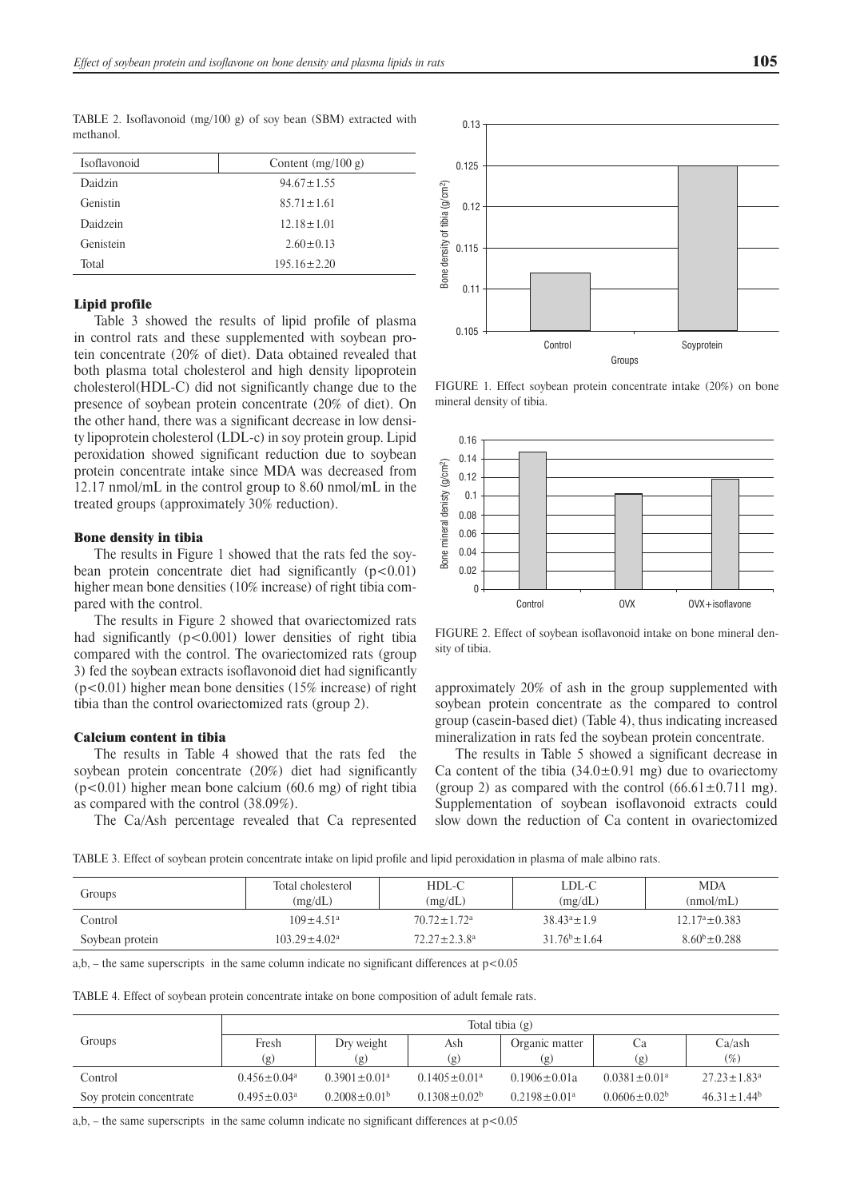TABLE 2. Isoflavonoid (mg/100 g) of soy bean (SBM) extracted with methanol.

| Isoflavonoid | Content (mg/100 g) |
|---|---|
| Daidzin | 94.67±1.55 |
| Genistin | 85.71±1.61 |
| Daidzein | 12.18±1.01 |
| Genistein | 2.60±0.13 |
| Total | 195.16±2.20 |

### Lipid profile

Table 3 showed the results of lipid profile of plasma in control rats and these supplemented with soybean protein concentrate (20% of diet). Data obtained revealed that both plasma total cholesterol and high density lipoprotein cholesterol(HDL-C) did not significantly change due to the presence of soybean protein concentrate (20% of diet). On the other hand, there was a significant decrease in low density lipoprotein cholesterol (LDL-c) in soy protein group. Lipid peroxidation showed significant reduction due to soybean protein concentrate intake since MDA was decreased from 12.17 nmol/mL in the control group to 8.60 nmol/mL in the treated groups (approximately 30% reduction).

### Bone density in tibia

The results in Figure 1 showed that the rats fed the soybean protein concentrate diet had significantly ($p<0.01$) higher mean bone densities (10% increase) of right tibia compared with the control.

The results in Figure 2 showed that ovariectomized rats had significantly ($p<0.001$) lower densities of right tibia compared with the control. The ovariectomized rats (group 3) fed the soybean extracts isoflavonoid diet had significantly ($p<0.01$) higher mean bone densities (15% increase) of right tibia than the control ovariectomized rats (group 2).

### Calcium content in tibia

The results in Table 4 showed that the rats fed the soybean protein concentrate (20%) diet had significantly ($p<0.01$) higher mean bone calcium (60.6 mg) of right tibia as compared with the control (38.09%).

The Ca/Ash percentage revealed that Ca represented

FIGURE 1. Effect soybean protein concentrate intake (20%) on bone mineral density of tibia.

FIGURE 2. Effect of soybean isoflavonoid intake on bone mineral density of tibia.

approximately 20% of ash in the group supplemented with soybean protein concentrate as the compared to control group (casein-based diet) (Table 4), thus indicating increased mineralization in rats fed the soybean protein concentrate.

The results in Table 5 showed a significant decrease in Ca content of the tibia (34.0±0.91 mg) due to ovariectomy (group 2) as compared with the control (66.61±0.711 mg). Supplementation of soybean isoflavonoid extracts could slow down the reduction of Ca content in ovariectomized

TABLE 3. Effect of soybean protein concentrate intake on lipid profile and lipid peroxidation in plasma of male albino rats.

| Groups | Total cholesterol (mg/dL) | HDL-C (mg/dL) | LDL-C (mg/dL) | MDA (nmol/mL) |
|---|---|---|---|---|
| Control | $109±4.51^a$ | $70.72±1.72^a$ | $38.43^a±1.9$ | $12.17^a±0.383$ |
| Soybean protein | $103.29±4.02^a$ | $72.27±2.3.8^a$ | $31.76^b±1.64$ | $8.60^b±0.288$ |

a,b, – the same superscripts in the same column indicate no significant differences at $p<0.05$

TABLE 4. Effect of soybean protein concentrate intake on bone composition of adult female rats.

| Groups | Total tibia (g) | | | | | |
|---|---|---|---|---|---|---|
| | Fresh (g) | Dry weight (g) | Ash (g) | Organic matter (g) | Ca (g) | Ca/ash (%) |
| Control | $0.456±0.04^a$ | $0.3901±0.01^a$ | $0.1405±0.01^a$ | 0.1906±0.01a | $0.0381±0.01^a$ | $27.23±1.83^a$ |
| Soy protein concentrate | $0.495±0.03^a$ | $0.2008±0.01^b$ | $0.1308±0.02^b$ | $0.2198±0.01^a$ | $0.0606±0.02^b$ | $46.31±1.44^b$ |

a,b, – the same superscripts in the same column indicate no significant differences at $p<0.05$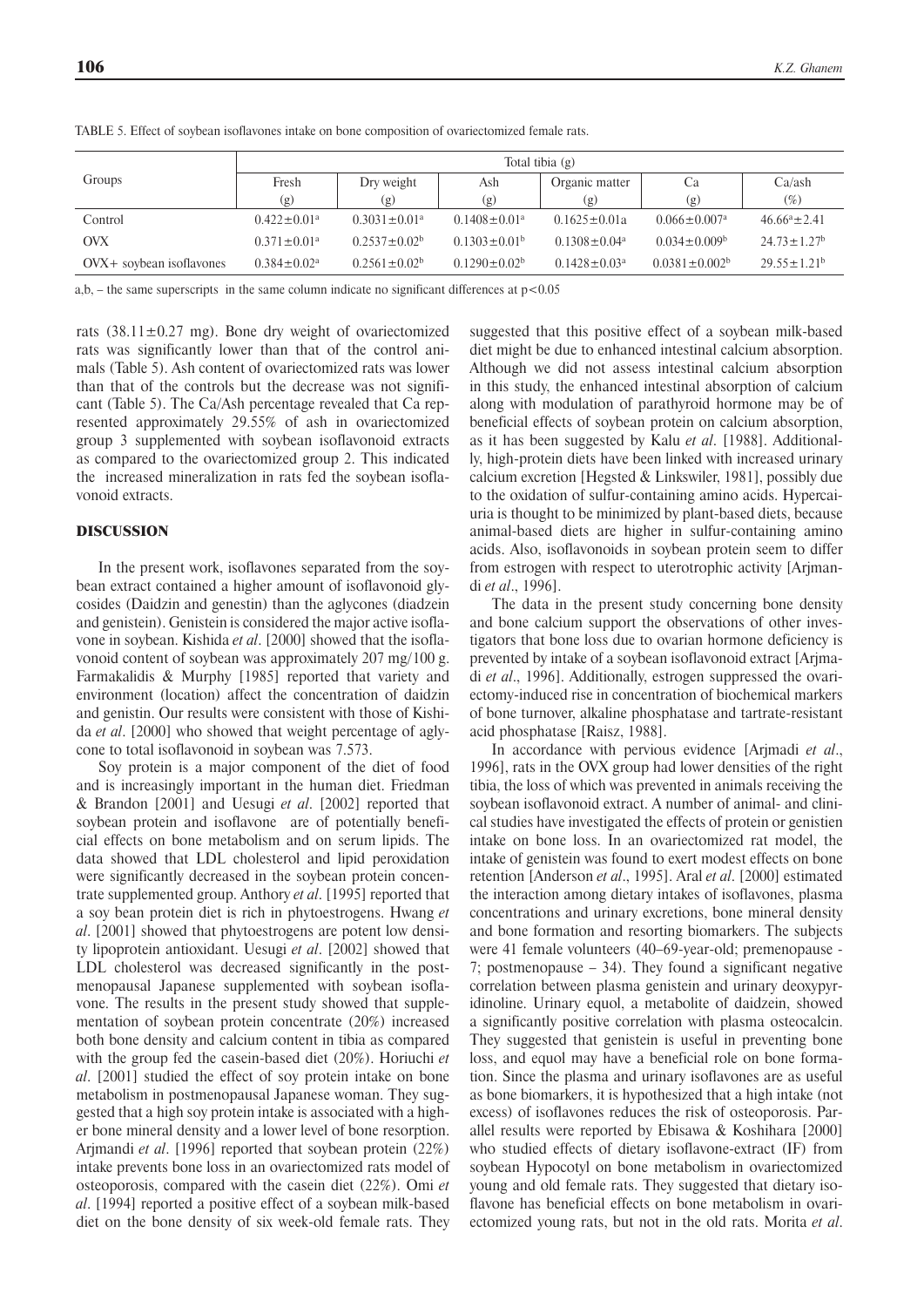TABLE 5. Effect of soybean isoflavones intake on bone composition of ovariectomized female rats.

| Groups | Total tibia (g) | | | | | |
|---|---|---|---|---|---|---|
| | Fresh (g) | Dry weight (g) | Ash (g) | Organic matter (g) | Ca (g) | Ca/ash (%) |
| Control | $0.422 \pm 0.01^{a}$ | $0.3031 \pm 0.01^{a}$ | $0.1408 \pm 0.01^{a}$ | $0.1625 \pm 0.01a$ | $0.066 \pm 0.007^{a}$ | $46.66^{a} \pm 2.41$ |
| OVX | $0.371 \pm 0.01^{a}$ | $0.2537 \pm 0.02^{b}$ | $0.1303 \pm 0.01^{b}$ | $0.1308 \pm 0.04^{a}$ | $0.034 \pm 0.009^{b}$ | $24.73 \pm 1.27^{b}$ |
| OVX+ soybean isoflavones | $0.384 \pm 0.02^{a}$ | $0.2561 \pm 0.02^{b}$ | $0.1290 \pm 0.02^{b}$ | $0.1428 \pm 0.03^{a}$ | $0.0381 \pm 0.002^{b}$ | $29.55 \pm 1.21^{b}$ |

a,b, – the same superscripts in the same column indicate no significant differences at $p<0.05$

rats ($38.11 \pm 0.27$ mg). Bone dry weight of ovariectomized rats was significantly lower than that of the control animals (Table 5). Ash content of ovariectomized rats was lower than that of the controls but the decrease was not significant (Table 5). The Ca/Ash percentage revealed that Ca represented approximately 29.55% of ash in ovariectomized group 3 supplemented with soybean isoflavonoid extracts as compared to the ovariectomized group 2. This indicated the increased mineralization in rats fed the soybean isoflavonoid extracts.

## DISCUSSION

In the present work, isoflavones separated from the soybean extract contained a higher amount of isoflavonoid glycosides (Daidzin and genestin) than the aglycones (diadzein and genistein). Genistein is considered the major active isoflavone in soybean. Kishida *et al*. [2000] showed that the isoflavonoid content of soybean was approximately 207 mg/100 g. Farmakalidis & Murphy [1985] reported that variety and environment (location) affect the concentration of daidzin and genistin. Our results were consistent with those of Kishida *et al*. [2000] who showed that weight percentage of aglycone to total isoflavonoid in soybean was 7.573.

Soy protein is a major component of the diet of food and is increasingly important in the human diet. Friedman & Brandon [2001] and Uesugi *et al*. [2002] reported that soybean protein and isoflavone are of potentially beneficial effects on bone metabolism and on serum lipids. The data showed that LDL cholesterol and lipid peroxidation were significantly decreased in the soybean protein concentrate supplemented group. Anthory *et al*. [1995] reported that a soy bean protein diet is rich in phytoestrogens. Hwang *et al*. [2001] showed that phytoestrogens are potent low density lipoprotein antioxidant. Uesugi *et al*. [2002] showed that LDL cholesterol was decreased significantly in the postmenopausal Japanese supplemented with soybean isoflavone. The results in the present study showed that supplementation of soybean protein concentrate (20%) increased both bone density and calcium content in tibia as compared with the group fed the casein-based diet (20%). Horiuchi *et al*. [2001] studied the effect of soy protein intake on bone metabolism in postmenopausal Japanese woman. They suggested that a high soy protein intake is associated with a higher bone mineral density and a lower level of bone resorption. Arjmandi *et al*. [1996] reported that soybean protein (22%) intake prevents bone loss in an ovariectomized rats model of osteoporosis, compared with the casein diet (22%). Omi *et al*. [1994] reported a positive effect of a soybean milk-based diet on the bone density of six week-old female rats. They suggested that this positive effect of a soybean milk-based diet might be due to enhanced intestinal calcium absorption. Although we did not assess intestinal calcium absorption in this study, the enhanced intestinal absorption of calcium along with modulation of parathyroid hormone may be of beneficial effects of soybean protein on calcium absorption, as it has been suggested by Kalu *et al*. [1988]. Additionally, high-protein diets have been linked with increased urinary calcium excretion [Hegsted & Linkswiler, 1981], possibly due to the oxidation of sulfur-containing amino acids. Hypercaiuria is thought to be minimized by plant-based diets, because animal-based diets are higher in sulfur-containing amino acids. Also, isoflavonoids in soybean protein seem to differ from estrogen with respect to uterotrophic activity [Arjmandi *et al*., 1996].

The data in the present study concerning bone density and bone calcium support the observations of other investigators that bone loss due to ovarian hormone deficiency is prevented by intake of a soybean isoflavonoid extract [Arjmadi *et al*., 1996]. Additionally, estrogen suppressed the ovariectomy-induced rise in concentration of biochemical markers of bone turnover, alkaline phosphatase and tartrate-resistant acid phosphatase [Raisz, 1988].

In accordance with pervious evidence [Arjmadi *et al*., 1996], rats in the OVX group had lower densities of the right tibia, the loss of which was prevented in animals receiving the soybean isoflavonoid extract. A number of animal- and clinical studies have investigated the effects of protein or genistien intake on bone loss. In an ovariectomized rat model, the intake of genistein was found to exert modest effects on bone retention [Anderson *et al*., 1995]. Aral *et al*. [2000] estimated the interaction among dietary intakes of isoflavones, plasma concentrations and urinary excretions, bone mineral density and bone formation and resorting biomarkers. The subjects were 41 female volunteers (40–69-year-old; premenopause - 7; postmenopause – 34). They found a significant negative correlation between plasma genistein and urinary deoxypyridinoline. Urinary equol, a metabolite of daidzein, showed a significantly positive correlation with plasma osteocalcin. They suggested that genistein is useful in preventing bone loss, and equol may have a beneficial role on bone formation. Since the plasma and urinary isoflavones are as useful as bone biomarkers, it is hypothesized that a high intake (not excess) of isoflavones reduces the risk of osteoporosis. Parallel results were reported by Ebisawa & Koshihara [2000] who studied effects of dietary isoflavone-extract (IF) from soybean Hypocotyl on bone metabolism in ovariectomized young and old female rats. They suggested that dietary isoflavone has beneficial effects on bone metabolism in ovariectomized young rats, but not in the old rats. Morita *et al*.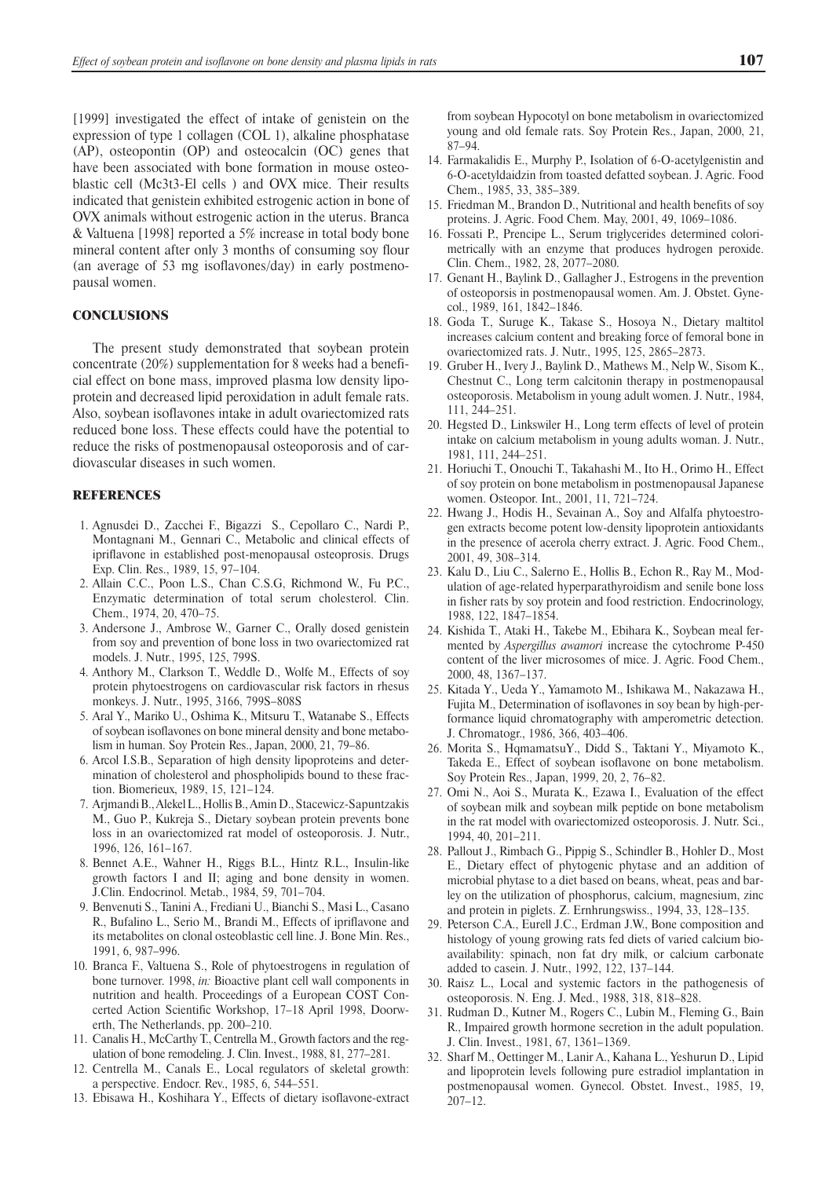[1999] investigated the effect of intake of genistein on the expression of type 1 collagen (COL 1), alkaline phosphatase (AP), osteopontin (OP) and osteocalcin (OC) genes that have been associated with bone formation in mouse osteoblastic cell (Mc3t3-El cells ) and OVX mice. Their results indicated that genistein exhibited estrogenic action in bone of OVX animals without estrogenic action in the uterus. Branca & Valtuena [1998] reported a 5% increase in total body bone mineral content after only 3 months of consuming soy flour (an average of 53 mg isoflavones/day) in early postmenopausal women.

## CONCLUSIONS

The present study demonstrated that soybean protein concentrate (20%) supplementation for 8 weeks had a beneficial effect on bone mass, improved plasma low density lipoprotein and decreased lipid peroxidation in adult female rats. Also, soybean isoflavones intake in adult ovariectomized rats reduced bone loss. These effects could have the potential to reduce the risks of postmenopausal osteoporosis and of cardiovascular diseases in such women.

## REFERENCES

1. Agnusdei D., Zacchei F., Bigazzi S., Cepollaro C., Nardi P., Montagnani M., Gennari C., Metabolic and clinical effects of ipriflavone in established post-menopausal osteoprosis. Drugs Exp. Clin. Res., 1989, 15, 97–104.
2. Allain C.C., Poon L.S., Chan C.S.G, Richmond W., Fu P.C., Enzymatic determination of total serum cholesterol. Clin. Chem., 1974, 20, 470–75.
3. Andersone J., Ambrose W., Garner C., Orally dosed genistein from soy and prevention of bone loss in two ovariectomized rat models. J. Nutr., 1995, 125, 799S.
4. Anthory M., Clarkson T., Weddle D., Wolfe M., Effects of soy protein phytoestrogens on cardiovascular risk factors in rhesus monkeys. J. Nutr., 1995, 3166, 799S–808S
5. Aral Y., Mariko U., Oshima K., Mitsuru T., Watanabe S., Effects of soybean isoflavones on bone mineral density and bone metabolism in human. Soy Protein Res., Japan, 2000, 21, 79–86.
6. Arcol I.S.B., Separation of high density lipoproteins and determination of cholesterol and phospholipids bound to these fraction. Biomerieux, 1989, 15, 121–124.
7. Arjmandi B., Alekel L., Hollis B., Amin D., Stacewicz-Sapuntzakis M., Guo P., Kukreja S., Dietary soybean protein prevents bone loss in an ovariectomized rat model of osteoporosis. J. Nutr., 1996, 126, 161–167.
8. Bennet A.E., Wahner H., Riggs B.L., Hintz R.L., Insulin-like growth factors I and II; aging and bone density in women. J.Clin. Endocrinol. Metab., 1984, 59, 701–704.
9. Benvenuti S., Tanini A., Frediani U., Bianchi S., Masi L., Casano R., Bufalino L., Serio M., Brandi M., Effects of ipriflavone and its metabolites on clonal osteoblastic cell line. J. Bone Min. Res., 1991, 6, 987–996.
10. Branca F., Valtuena S., Role of phytoestrogens in regulation of bone turnover. 1998, *in:* Bioactive plant cell wall components in nutrition and health. Proceedings of a European COST Concerted Action Scientific Workshop, 17–18 April 1998, Doorwerth, The Netherlands, pp. 200–210.
11. Canalis H., McCarthy T., Centrella M., Growth factors and the regulation of bone remodeling. J. Clin. Invest., 1988, 81, 277–281.
12. Centrella M., Canals E., Local regulators of skeletal growth: a perspective. Endocr. Rev., 1985, 6, 544–551.
13. Ebisawa H., Koshihara Y., Effects of dietary isoflavone-extract from soybean Hypocotyl on bone metabolism in ovariectomized young and old female rats. Soy Protein Res., Japan, 2000, 21, 87–94.
14. Farmakalidis E., Murphy P., Isolation of 6-O-acetylgenistin and 6-O-acetyldaidzin from toasted defatted soybean. J. Agric. Food Chem., 1985, 33, 385–389.
15. Friedman M., Brandon D., Nutritional and health benefits of soy proteins. J. Agric. Food Chem. May, 2001, 49, 1069–1086.
16. Fossati P., Prencipe L., Serum triglycerides determined colorimetrically with an enzyme that produces hydrogen peroxide. Clin. Chem., 1982, 28, 2077–2080.
17. Genant H., Baylink D., Gallagher J., Estrogens in the prevention of osteoporsis in postmenopausal women. Am. J. Obstet. Gynecol., 1989, 161, 1842–1846.
18. Goda T., Suruge K., Takase S., Hosoya N., Dietary maltitol increases calcium content and breaking force of femoral bone in ovariectomized rats. J. Nutr., 1995, 125, 2865–2873.
19. Gruber H., Ivery J., Baylink D., Mathews M., Nelp W., Sisom K., Chestnut C., Long term calcitonin therapy in postmenopausal osteoporosis. Metabolism in young adult women. J. Nutr., 1984, 111, 244–251.
20. Hegsted D., Linkswiler H., Long term effects of level of protein intake on calcium metabolism in young adults woman. J. Nutr., 1981, 111, 244–251.
21. Horiuchi T., Onouchi T., Takahashi M., Ito H., Orimo H., Effect of soy protein on bone metabolism in postmenopausal Japanese women. Osteopor. Int., 2001, 11, 721–724.
22. Hwang J., Hodis H., Sevainan A., Soy and Alfalfa phytoestrogen extracts become potent low-density lipoprotein antioxidants in the presence of acerola cherry extract. J. Agric. Food Chem., 2001, 49, 308–314.
23. Kalu D., Liu C., Salerno E., Hollis B., Echon R., Ray M., Modulation of age-related hyperparathyroidism and senile bone loss in fisher rats by soy protein and food restriction. Endocrinology, 1988, 122, 1847–1854.
24. Kishida T., Ataki H., Takebe M., Ebihara K., Soybean meal fermented by *Aspergillus awamori* increase the cytochrome P-450 content of the liver microsomes of mice. J. Agric. Food Chem., 2000, 48, 1367–137.
25. Kitada Y., Ueda Y., Yamamoto M., Ishikawa M., Nakazawa H., Fujita M., Determination of isoflavones in soy bean by high-performance liquid chromatography with amperometric detection. J. Chromatogr., 1986, 366, 403–406.
26. Morita S., HqmamatsuY., Didd S., Taktani Y., Miyamoto K., Takeda E., Effect of soybean isoflavone on bone metabolism. Soy Protein Res., Japan, 1999, 20, 2, 76–82.
27. Omi N., Aoi S., Murata K., Ezawa I., Evaluation of the effect of soybean milk and soybean milk peptide on bone metabolism in the rat model with ovariectomized osteoporosis. J. Nutr. Sci., 1994, 40, 201–211.
28. Pallout J., Rimbach G., Pippig S., Schindler B., Hohler D., Most E., Dietary effect of phytogenic phytase and an addition of microbial phytase to a diet based on beans, wheat, peas and barley on the utilization of phosphorus, calcium, magnesium, zinc and protein in piglets. Z. Ernhrungswiss., 1994, 33, 128–135.
29. Peterson C.A., Eurell J.C., Erdman J.W., Bone composition and histology of young growing rats fed diets of varied calcium bioavailability: spinach, non fat dry milk, or calcium carbonate added to casein. J. Nutr., 1992, 122, 137–144.
30. Raisz L., Local and systemic factors in the pathogenesis of osteoporosis. N. Eng. J. Med., 1988, 318, 818–828.
31. Rudman D., Kutner M., Rogers C., Lubin M., Fleming G., Bain R., Impaired growth hormone secretion in the adult population. J. Clin. Invest., 1981, 67, 1361–1369.
32. Sharf M., Oettinger M., Lanir A., Kahana L., Yeshurun D., Lipid and lipoprotein levels following pure estradiol implantation in postmenopausal women. Gynecol. Obstet. Invest., 1985, 19, 207–12.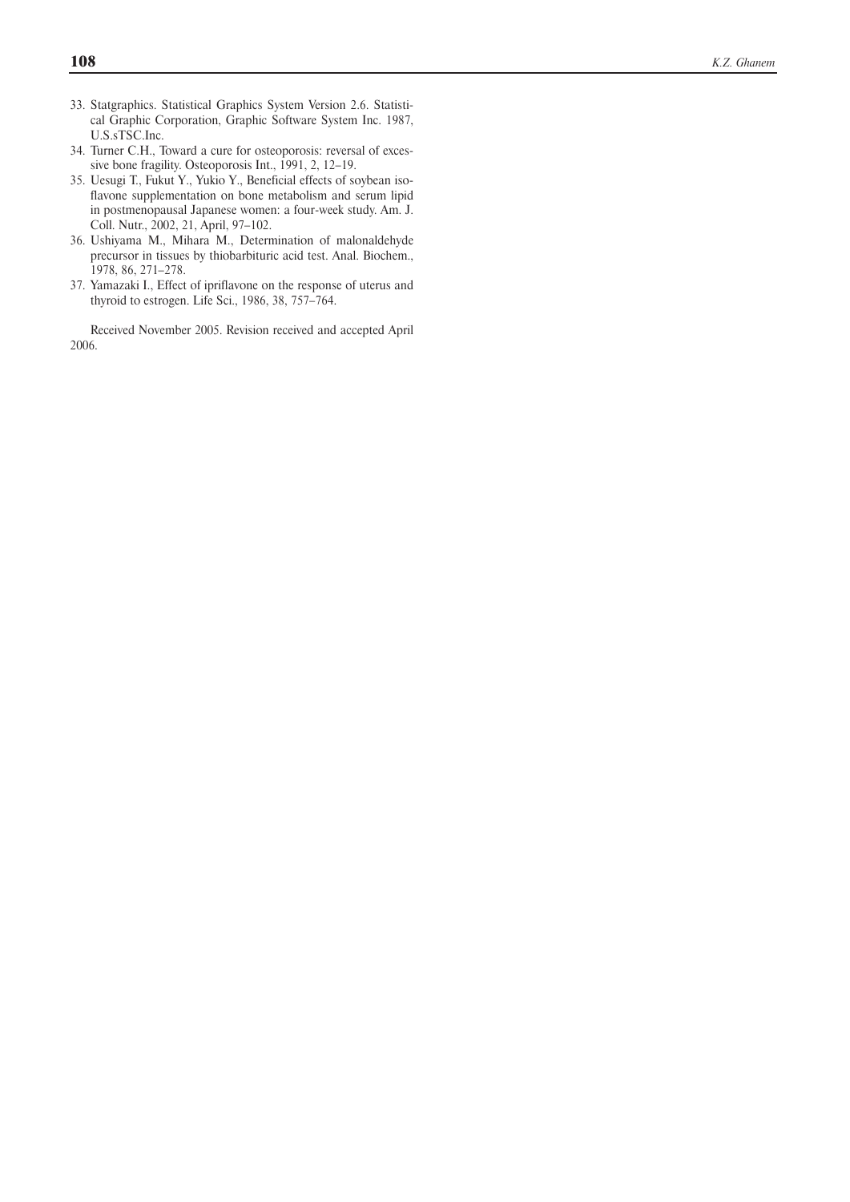33. Statgraphics. Statistical Graphics System Version 2.6. Statistical Graphic Corporation, Graphic Software System Inc. 1987, U.S.sTSC.Inc.
34. Turner C.H., Toward a cure for osteoporosis: reversal of excessive bone fragility. Osteoporosis Int., 1991, 2, 12–19.
35. Uesugi T., Fukut Y., Yukio Y., Beneficial effects of soybean isoflavone supplementation on bone metabolism and serum lipid in postmenopausal Japanese women: a four-week study. Am. J. Coll. Nutr., 2002, 21, April, 97–102.
36. Ushiyama M., Mihara M., Determination of malonaldehyde precursor in tissues by thiobarbituric acid test. Anal. Biochem., 1978, 86, 271–278.
37. Yamazaki I., Effect of ipriflavone on the response of uterus and thyroid to estrogen. Life Sci., 1986, 38, 757–764.

Received November 2005. Revision received and accepted April 2006.